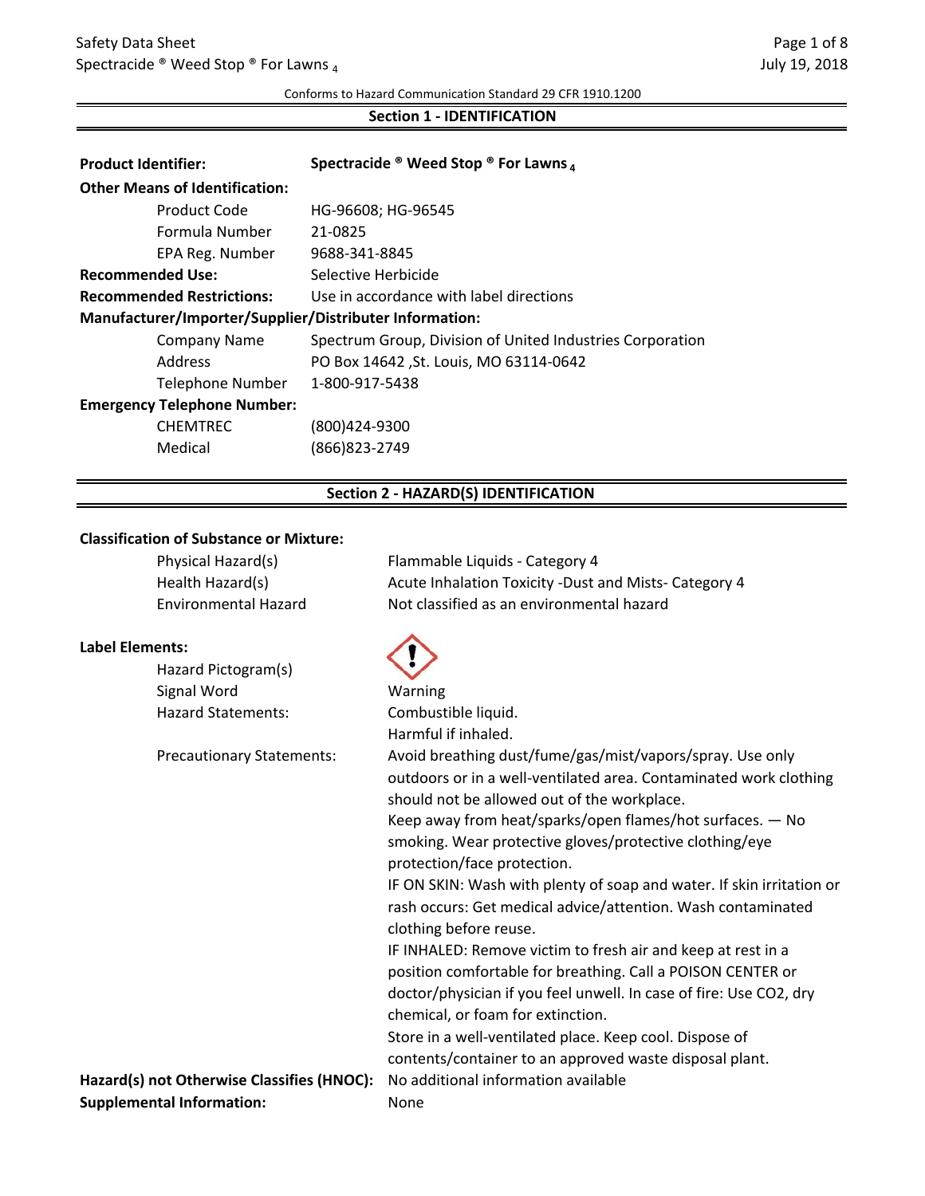Conforms to Hazard Communication Standard 29 CFR 1910.1200

## Section 1 - IDENTIFICATION

| | |
|---|---|
| **Product Identifier:** | **Spectracide ® Weed Stop ® For Lawns $_4$** |
| **Other Means of Identification:** | |
| Product Code | HG-96608; HG-96545 |
| Formula Number | 21-0825 |
| EPA Reg. Number | 9688-341-8845 |
| **Recommended Use:** | Selective Herbicide |
| **Recommended Restrictions:** | Use in accordance with label directions |
| **Manufacturer/Importer/Supplier/Distributer Information:** | |
| Company Name | Spectrum Group, Division of United Industries Corporation |
| Address | PO Box 14642 ,St. Louis, MO 63114-0642 |
| Telephone Number | 1-800-917-5438 |
| **Emergency Telephone Number:** | |
| CHEMTREC | (800)424-9300 |
| Medical | (866)823-2749 |

## Section 2 - HAZARD(S) IDENTIFICATION

**Classification of Substance or Mixture:**

| | |
|---|---|
| Physical Hazard(s) | Flammable Liquids - Category 4 |
| Health Hazard(s) | Acute Inhalation Toxicity -Dust and Mists- Category 4 |
| Environmental Hazard | Not classified as an environmental hazard |

**Label Elements:**

Hazard Pictogram(s)

Signal Word: Warning

Hazard Statements:
Combustible liquid.
Harmful if inhaled.

Precautionary Statements:
Avoid breathing dust/fume/gas/mist/vapors/spray. Use only outdoors or in a well-ventilated area. Contaminated work clothing should not be allowed out of the workplace.
Keep away from heat/sparks/open flames/hot surfaces. — No smoking. Wear protective gloves/protective clothing/eye protection/face protection.
IF ON SKIN: Wash with plenty of soap and water. If skin irritation or rash occurs: Get medical advice/attention. Wash contaminated clothing before reuse.
IF INHALED: Remove victim to fresh air and keep at rest in a position comfortable for breathing. Call a POISON CENTER or doctor/physician if you feel unwell. In case of fire: Use CO2, dry chemical, or foam for extinction.
Store in a well-ventilated place. Keep cool. Dispose of contents/container to an approved waste disposal plant.

**Hazard(s) not Otherwise Classifies (HNOC):** No additional information available

**Supplemental Information:** None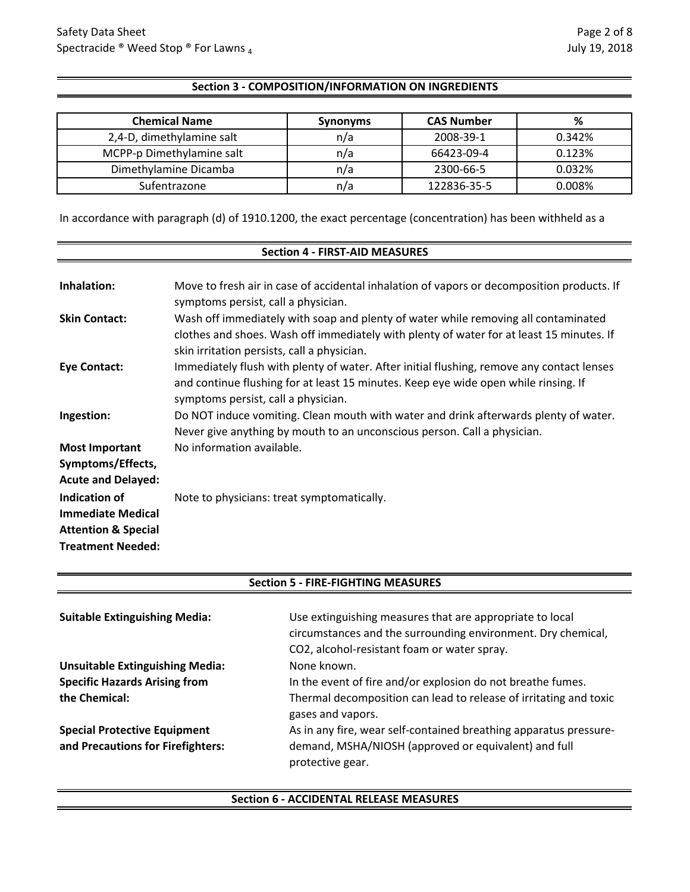## Section 3 - COMPOSITION/INFORMATION ON INGREDIENTS

| Chemical Name | Synonyms | CAS Number | % |
|---|---|---|---|
| 2,4-D, dimethylamine salt | n/a | 2008-39-1 | 0.342% |
| MCPP-p Dimethylamine salt | n/a | 66423-09-4 | 0.123% |
| Dimethylamine Dicamba | n/a | 2300-66-5 | 0.032% |
| Sufentrazone | n/a | 122836-35-5 | 0.008% |

In accordance with paragraph (d) of 1910.1200, the exact percentage (concentration) has been withheld as a

## Section 4 - FIRST-AID MEASURES

**Inhalation:** Move to fresh air in case of accidental inhalation of vapors or decomposition products. If symptoms persist, call a physician.

**Skin Contact:** Wash off immediately with soap and plenty of water while removing all contaminated clothes and shoes. Wash off immediately with plenty of water for at least 15 minutes. If skin irritation persists, call a physician.

**Eye Contact:** Immediately flush with plenty of water. After initial flushing, remove any contact lenses and continue flushing for at least 15 minutes. Keep eye wide open while rinsing. If symptoms persist, call a physician.

**Ingestion:** Do NOT induce vomiting. Clean mouth with water and drink afterwards plenty of water. Never give anything by mouth to an unconscious person. Call a physician.

**Most Important Symptoms/Effects, Acute and Delayed:** No information available.

**Indication of Immediate Medical Attention & Special Treatment Needed:** Note to physicians: treat symptomatically.

## Section 5 - FIRE-FIGHTING MEASURES

**Suitable Extinguishing Media:** Use extinguishing measures that are appropriate to local circumstances and the surrounding environment. Dry chemical, $CO_2$, alcohol-resistant foam or water spray.

**Unsuitable Extinguishing Media:** None known.

**Specific Hazards Arising from the Chemical:** In the event of fire and/or explosion do not breathe fumes. Thermal decomposition can lead to release of irritating and toxic gases and vapors.

**Special Protective Equipment and Precautions for Firefighters:** As in any fire, wear self-contained breathing apparatus pressure-demand, MSHA/NIOSH (approved or equivalent) and full protective gear.

## Section 6 - ACCIDENTAL RELEASE MEASURES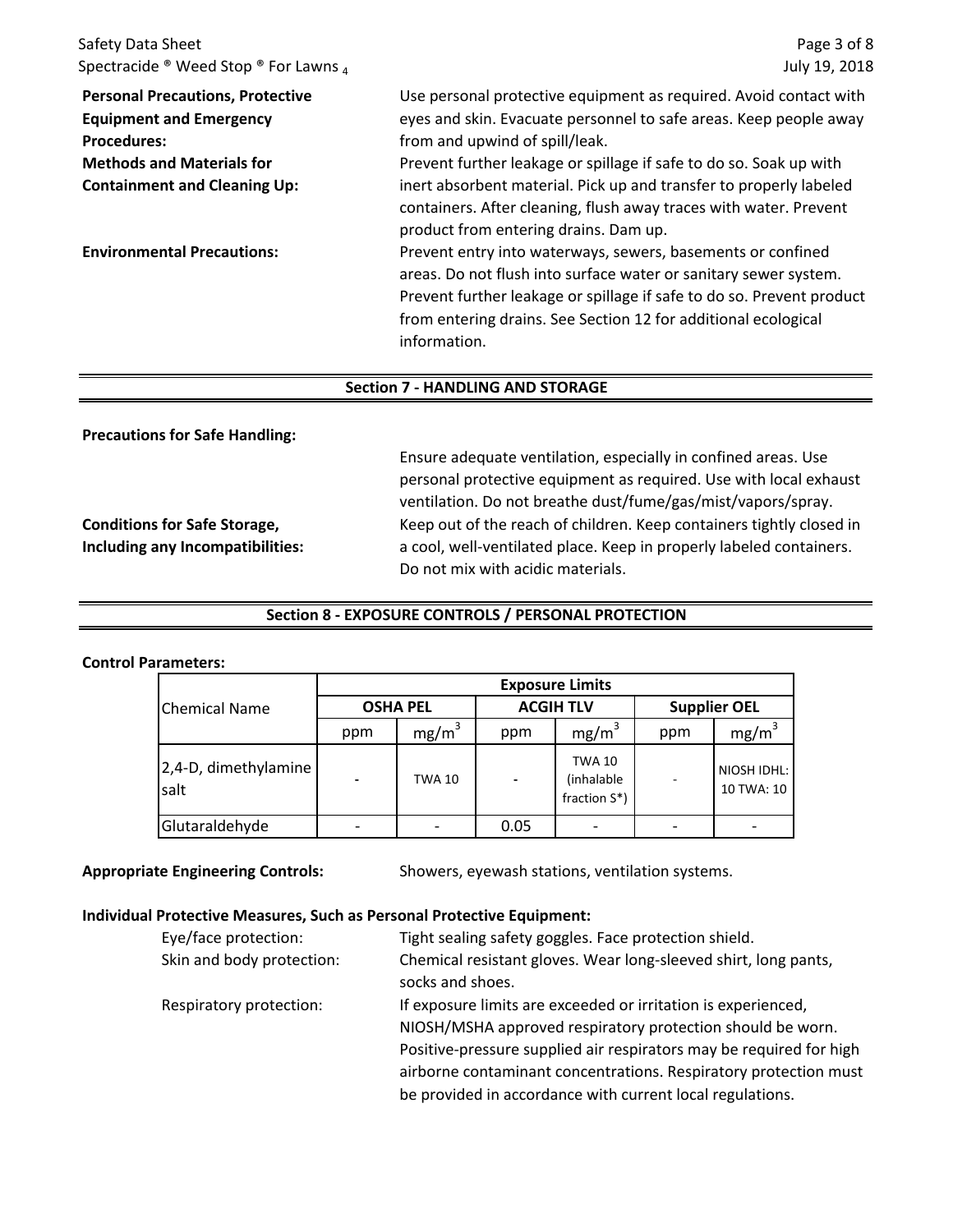**Personal Precautions, Protective Equipment and Emergency Procedures:** Use personal protective equipment as required. Avoid contact with eyes and skin. Evacuate personnel to safe areas. Keep people away from and upwind of spill/leak.

**Methods and Materials for Containment and Cleaning Up:** Prevent further leakage or spillage if safe to do so. Soak up with inert absorbent material. Pick up and transfer to properly labeled containers. After cleaning, flush away traces with water. Prevent product from entering drains. Dam up.

**Environmental Precautions:** Prevent entry into waterways, sewers, basements or confined areas. Do not flush into surface water or sanitary sewer system. Prevent further leakage or spillage if safe to do so. Prevent product from entering drains. See Section 12 for additional ecological information.

## Section 7 - HANDLING AND STORAGE

**Precautions for Safe Handling:** Ensure adequate ventilation, especially in confined areas. Use personal protective equipment as required. Use with local exhaust ventilation. Do not breathe dust/fume/gas/mist/vapors/spray.

**Conditions for Safe Storage, Including any Incompatibilities:** Keep out of the reach of children. Keep containers tightly closed in a cool, well-ventilated place. Keep in properly labeled containers. Do not mix with acidic materials.

## Section 8 - EXPOSURE CONTROLS / PERSONAL PROTECTION

**Control Parameters:**

| Chemical Name | Exposure Limits | | | | | |
|---|---|---|---|---|---|---|
| | OSHA PEL | | ACGIH TLV | | Supplier OEL | |
| | ppm | $mg/m^3$ | ppm | $mg/m^3$ | ppm | $mg/m^3$ |
| 2,4-D, dimethylamine salt | - | TWA 10 | - | TWA 10 (inhalable fraction S*) | - | NIOSH IDHL: 10 TWA: 10 |
| Glutaraldehyde | - | - | 0.05 | - | - | - |

**Appropriate Engineering Controls:** Showers, eyewash stations, ventilation systems.

**Individual Protective Measures, Such as Personal Protective Equipment:**

- Eye/face protection: Tight sealing safety goggles. Face protection shield.
- Skin and body protection: Chemical resistant gloves. Wear long-sleeved shirt, long pants, socks and shoes.
- Respiratory protection: If exposure limits are exceeded or irritation is experienced, NIOSH/MSHA approved respiratory protection should be worn. Positive-pressure supplied air respirators may be required for high airborne contaminant concentrations. Respiratory protection must be provided in accordance with current local regulations.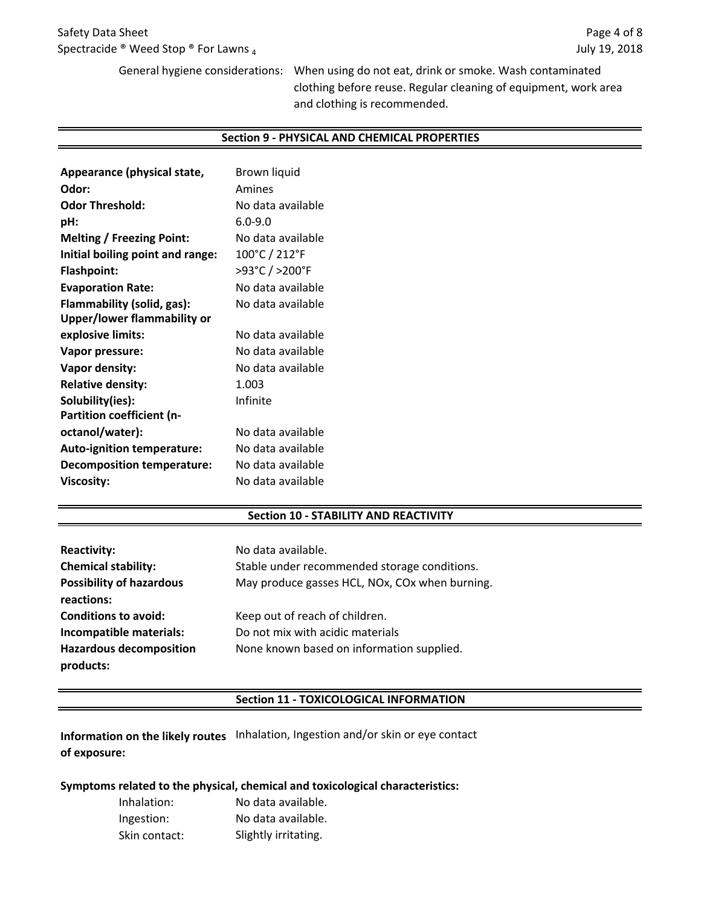General hygiene considerations: When using do not eat, drink or smoke. Wash contaminated clothing before reuse. Regular cleaning of equipment, work area and clothing is recommended.

## Section 9 - PHYSICAL AND CHEMICAL PROPERTIES

| | |
|---|---|
| **Appearance (physical state,** | Brown liquid |
| **Odor:** | Amines |
| **Odor Threshold:** | No data available |
| **pH:** | 6.0-9.0 |
| **Melting / Freezing Point:** | No data available |
| **Initial boiling point and range:** | 100°C / 212°F |
| **Flashpoint:** | >93°C / >200°F |
| **Evaporation Rate:** | No data available |
| **Flammability (solid, gas):** | No data available |
| **Upper/lower flammability or explosive limits:** | No data available |
| **Vapor pressure:** | No data available |
| **Vapor density:** | No data available |
| **Relative density:** | 1.003 |
| **Solubility(ies):** | Infinite |
| **Partition coefficient (n-octanol/water):** | No data available |
| **Auto-ignition temperature:** | No data available |
| **Decomposition temperature:** | No data available |
| **Viscosity:** | No data available |

## Section 10 - STABILITY AND REACTIVITY

| | |
|---|---|
| **Reactivity:** | No data available. |
| **Chemical stability:** | Stable under recommended storage conditions. |
| **Possibility of hazardous reactions:** | May produce gasses HCL, NOx, COx when burning. |
| **Conditions to avoid:** | Keep out of reach of children. |
| **Incompatible materials:** | Do not mix with acidic materials |
| **Hazardous decomposition products:** | None known based on information supplied. |

## Section 11 - TOXICOLOGICAL INFORMATION

**Information on the likely routes of exposure:** Inhalation, Ingestion and/or skin or eye contact

**Symptoms related to the physical, chemical and toxicological characteristics:**

| | |
|---|---|
| Inhalation: | No data available. |
| Ingestion: | No data available. |
| Skin contact: | Slightly irritating. |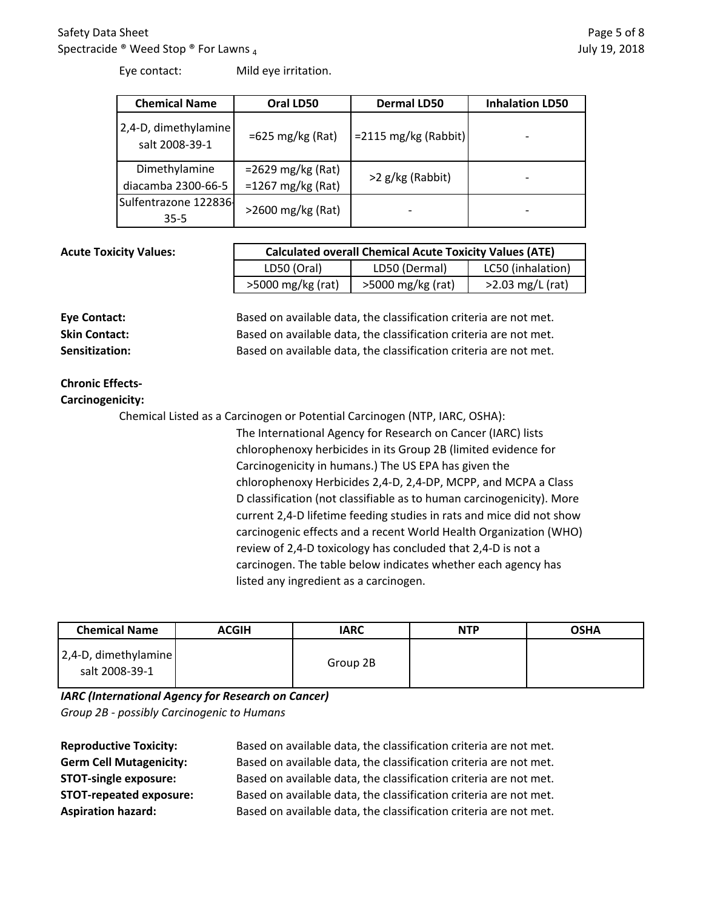Eye contact: Mild eye irritation.

| Chemical Name | Oral LD50 | Dermal LD50 | Inhalation LD50 |
| --- | --- | --- | --- |
| 2,4-D, dimethylamine salt 2008-39-1 | =625 mg/kg (Rat) | =2115 mg/kg (Rabbit) | - |
| Dimethylamine diacamba 2300-66-5 | =2629 mg/kg (Rat)<br>=1267 mg/kg (Rat) | >2 g/kg (Rabbit) | - |
| Sulfentrazone 122836-35-5 | >2600 mg/kg (Rat) | - | - |

**Acute Toxicity Values:**

| Calculated overall Chemical Acute Toxicity Values (ATE) | | |
| --- | --- | --- |
| LD50 (Oral) | LD50 (Dermal) | LC50 (inhalation) |
| >5000 mg/kg (rat) | >5000 mg/kg (rat) | >2.03 mg/L (rat) |

**Eye Contact:** Based on available data, the classification criteria are not met.
**Skin Contact:** Based on available data, the classification criteria are not met.
**Sensitization:** Based on available data, the classification criteria are not met.

**Chronic Effects-**
**Carcinogenicity:**

Chemical Listed as a Carcinogen or Potential Carcinogen (NTP, IARC, OSHA):

The International Agency for Research on Cancer (IARC) lists chlorophenoxy herbicides in its Group 2B (limited evidence for Carcinogenicity in humans.) The US EPA has given the chlorophenoxy Herbicides 2,4-D, 2,4-DP, MCPP, and MCPA a Class D classification (not classifiable as to human carcinogenicity). More current 2,4-D lifetime feeding studies in rats and mice did not show carcinogenic effects and a recent World Health Organization (WHO) review of 2,4-D toxicology has concluded that 2,4-D is not a carcinogen. The table below indicates whether each agency has listed any ingredient as a carcinogen.

| Chemical Name | ACGIH | IARC | NTP | OSHA |
| --- | --- | --- | --- | --- |
| 2,4-D, dimethylamine salt 2008-39-1 | | Group 2B | | |

***IARC (International Agency for Research on Cancer)***
*Group 2B - possibly Carcinogenic to Humans*

**Reproductive Toxicity:** Based on available data, the classification criteria are not met.
**Germ Cell Mutagenicity:** Based on available data, the classification criteria are not met.
**STOT-single exposure:** Based on available data, the classification criteria are not met.
**STOT-repeated exposure:** Based on available data, the classification criteria are not met.
**Aspiration hazard:** Based on available data, the classification criteria are not met.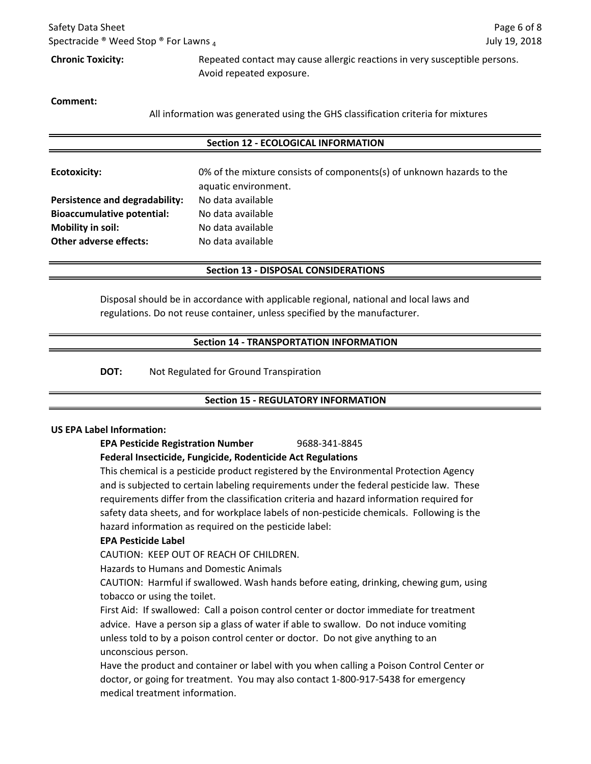**Chronic Toxicity:** Repeated contact may cause allergic reactions in very susceptible persons. Avoid repeated exposure.

**Comment:**

All information was generated using the GHS classification criteria for mixtures

## Section 12 - ECOLOGICAL INFORMATION

**Ecotoxicity:** 0% of the mixture consists of components(s) of unknown hazards to the aquatic environment.

**Persistence and degradability:** No data available

**Bioaccumulative potential:** No data available

**Mobility in soil:** No data available

**Other adverse effects:** No data available

## Section 13 - DISPOSAL CONSIDERATIONS

Disposal should be in accordance with applicable regional, national and local laws and regulations. Do not reuse container, unless specified by the manufacturer.

## Section 14 - TRANSPORTATION INFORMATION

**DOT:** Not Regulated for Ground Transpiration

## Section 15 - REGULATORY INFORMATION

**US EPA Label Information:**

**EPA Pesticide Registration Number** 9688-341-8845

**Federal Insecticide, Fungicide, Rodenticide Act Regulations**

This chemical is a pesticide product registered by the Environmental Protection Agency and is subjected to certain labeling requirements under the federal pesticide law. These requirements differ from the classification criteria and hazard information required for safety data sheets, and for workplace labels of non-pesticide chemicals. Following is the hazard information as required on the pesticide label:

**EPA Pesticide Label**

CAUTION: KEEP OUT OF REACH OF CHILDREN.

Hazards to Humans and Domestic Animals

CAUTION: Harmful if swallowed. Wash hands before eating, drinking, chewing gum, using tobacco or using the toilet.

First Aid: If swallowed: Call a poison control center or doctor immediate for treatment advice. Have a person sip a glass of water if able to swallow. Do not induce vomiting unless told to by a poison control center or doctor. Do not give anything to an unconscious person.

Have the product and container or label with you when calling a Poison Control Center or doctor, or going for treatment. You may also contact 1-800-917-5438 for emergency medical treatment information.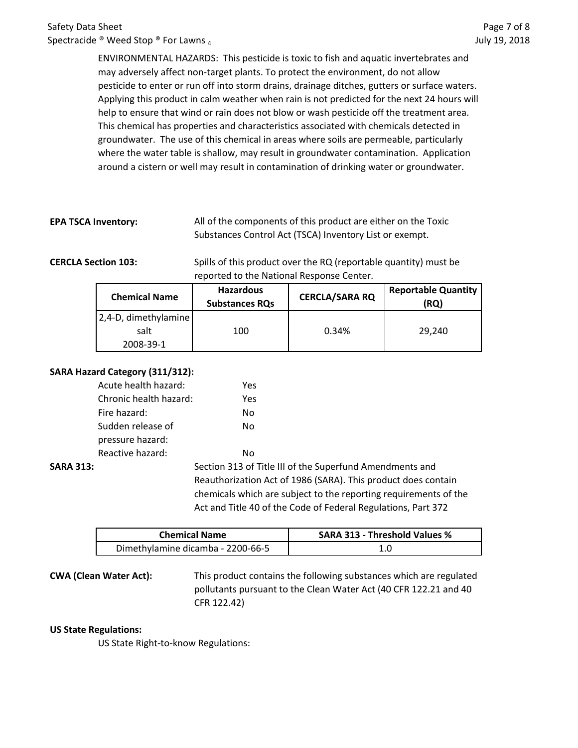ENVIRONMENTAL HAZARDS: This pesticide is toxic to fish and aquatic invertebrates and may adversely affect non-target plants. To protect the environment, do not allow pesticide to enter or run off into storm drains, drainage ditches, gutters or surface waters. Applying this product in calm weather when rain is not predicted for the next 24 hours will help to ensure that wind or rain does not blow or wash pesticide off the treatment area. This chemical has properties and characteristics associated with chemicals detected in groundwater. The use of this chemical in areas where soils are permeable, particularly where the water table is shallow, may result in groundwater contamination. Application around a cistern or well may result in contamination of drinking water or groundwater.

**EPA TSCA Inventory:** All of the components of this product are either on the Toxic Substances Control Act (TSCA) Inventory List or exempt.

**CERCLA Section 103:** Spills of this product over the RQ (reportable quantity) must be reported to the National Response Center.

| Chemical Name | Hazardous Substances RQs | CERCLA/SARA RQ | Reportable Quantity (RQ) |
|---|---|---|---|
| 2,4-D, dimethylamine salt 2008-39-1 | 100 | 0.34% | 29,240 |

**SARA Hazard Category (311/312):**

| | |
|---|---|
| Acute health hazard: | Yes |
| Chronic health hazard: | Yes |
| Fire hazard: | No |
| Sudden release of pressure hazard: | No |
| Reactive hazard: | No |

**SARA 313:** Section 313 of Title III of the Superfund Amendments and Reauthorization Act of 1986 (SARA). This product does contain chemicals which are subject to the reporting requirements of the Act and Title 40 of the Code of Federal Regulations, Part 372

| Chemical Name | SARA 313 - Threshold Values % |
|---|---|
| Dimethylamine dicamba - 2200-66-5 | 1.0 |

**CWA (Clean Water Act):** This product contains the following substances which are regulated pollutants pursuant to the Clean Water Act (40 CFR 122.21 and 40 CFR 122.42)

**US State Regulations:**

US State Right-to-know Regulations: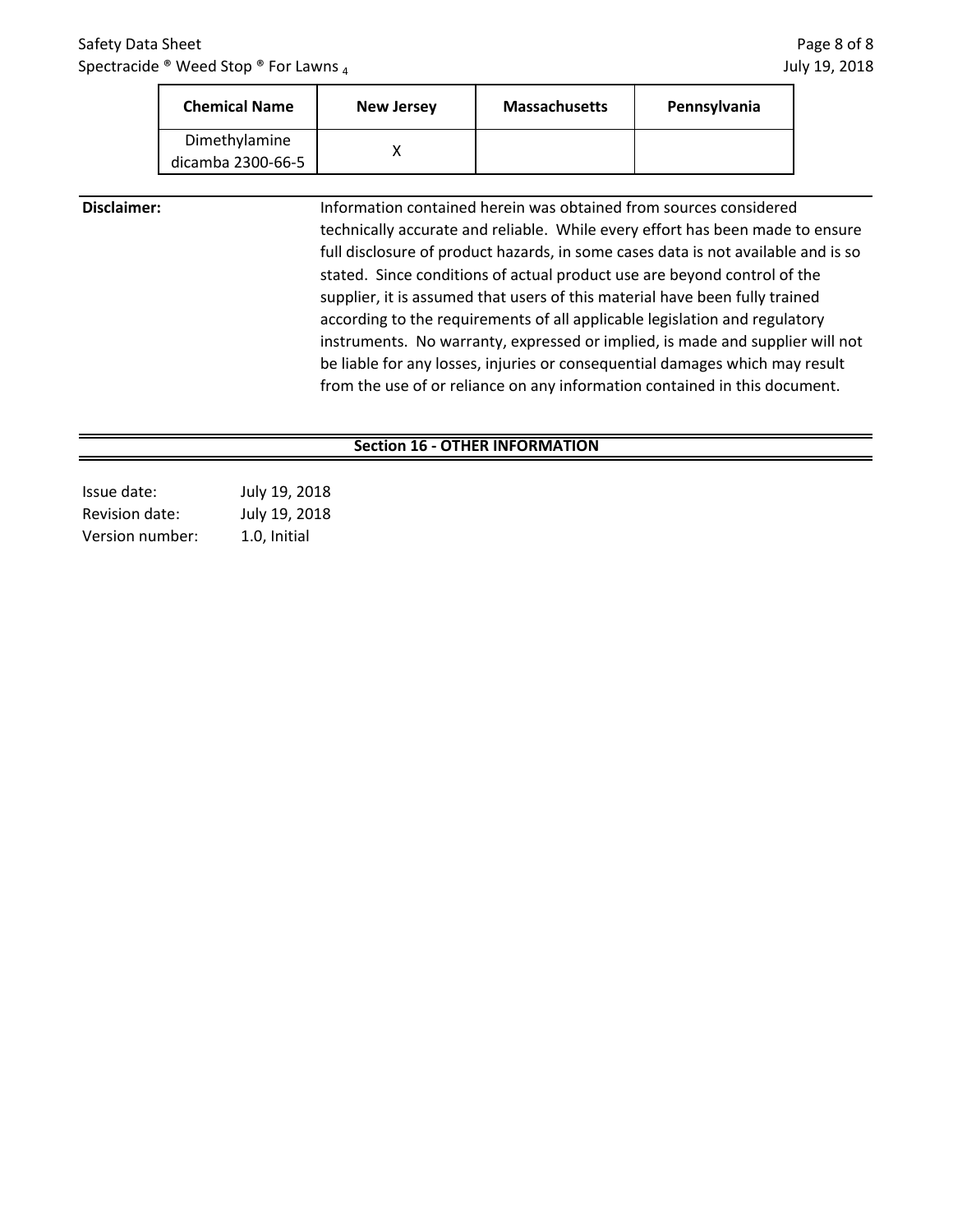| Chemical Name | New Jersey | Massachusetts | Pennsylvania |
|---|---|---|---|
| Dimethylamine dicamba 2300-66-5 | X | | |

**Disclaimer:** Information contained herein was obtained from sources considered technically accurate and reliable. While every effort has been made to ensure full disclosure of product hazards, in some cases data is not available and is so stated. Since conditions of actual product use are beyond control of the supplier, it is assumed that users of this material have been fully trained according to the requirements of all applicable legislation and regulatory instruments. No warranty, expressed or implied, is made and supplier will not be liable for any losses, injuries or consequential damages which may result from the use of or reliance on any information contained in this document.

## Section 16 - OTHER INFORMATION

Issue date: July 19, 2018
Revision date: July 19, 2018
Version number: 1.0, Initial